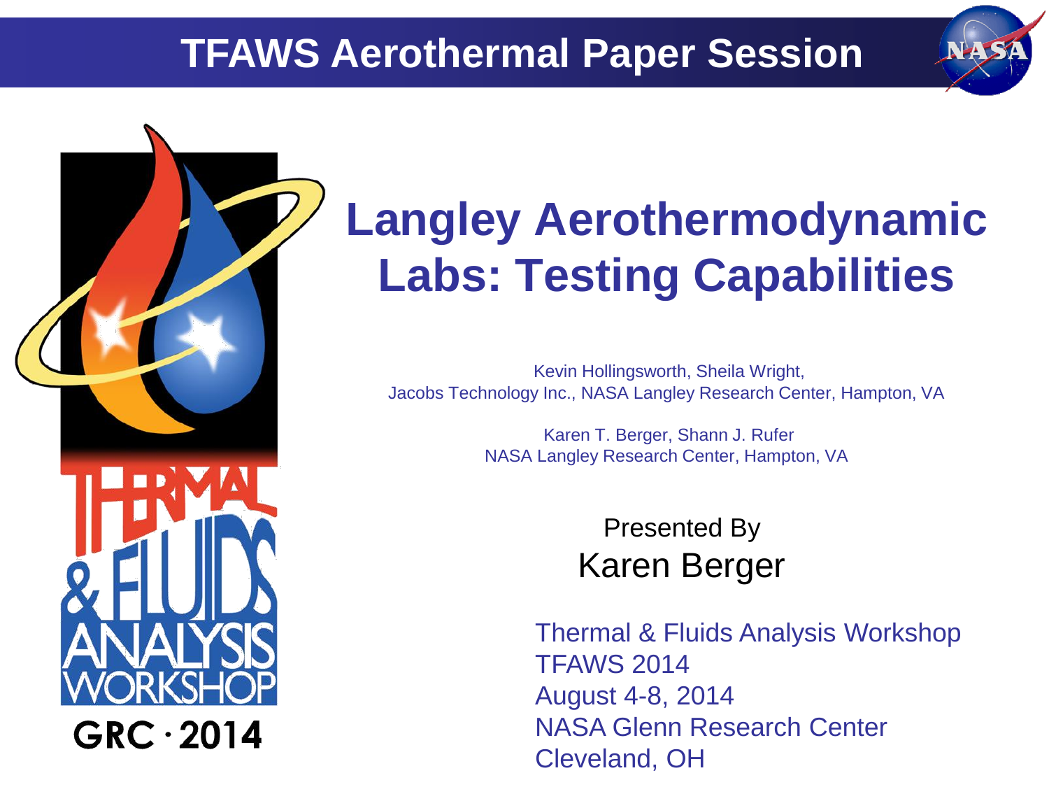TFAWS Aerothermal Paper Session

# Langley Aerothermodynamic Labs: Testing Capabilities

Kevin Hollingsworth, Sheila Wright,
Jacobs Technology Inc., NASA Langley Research Center, Hampton, VA

Karen T. Berger, Shann J. Rufer
NASA Langley Research Center, Hampton, VA

Presented By
Karen Berger

Thermal & Fluids Analysis Workshop
TFAWS 2014
August 4-8, 2014
NASA Glenn Research Center
Cleveland, OH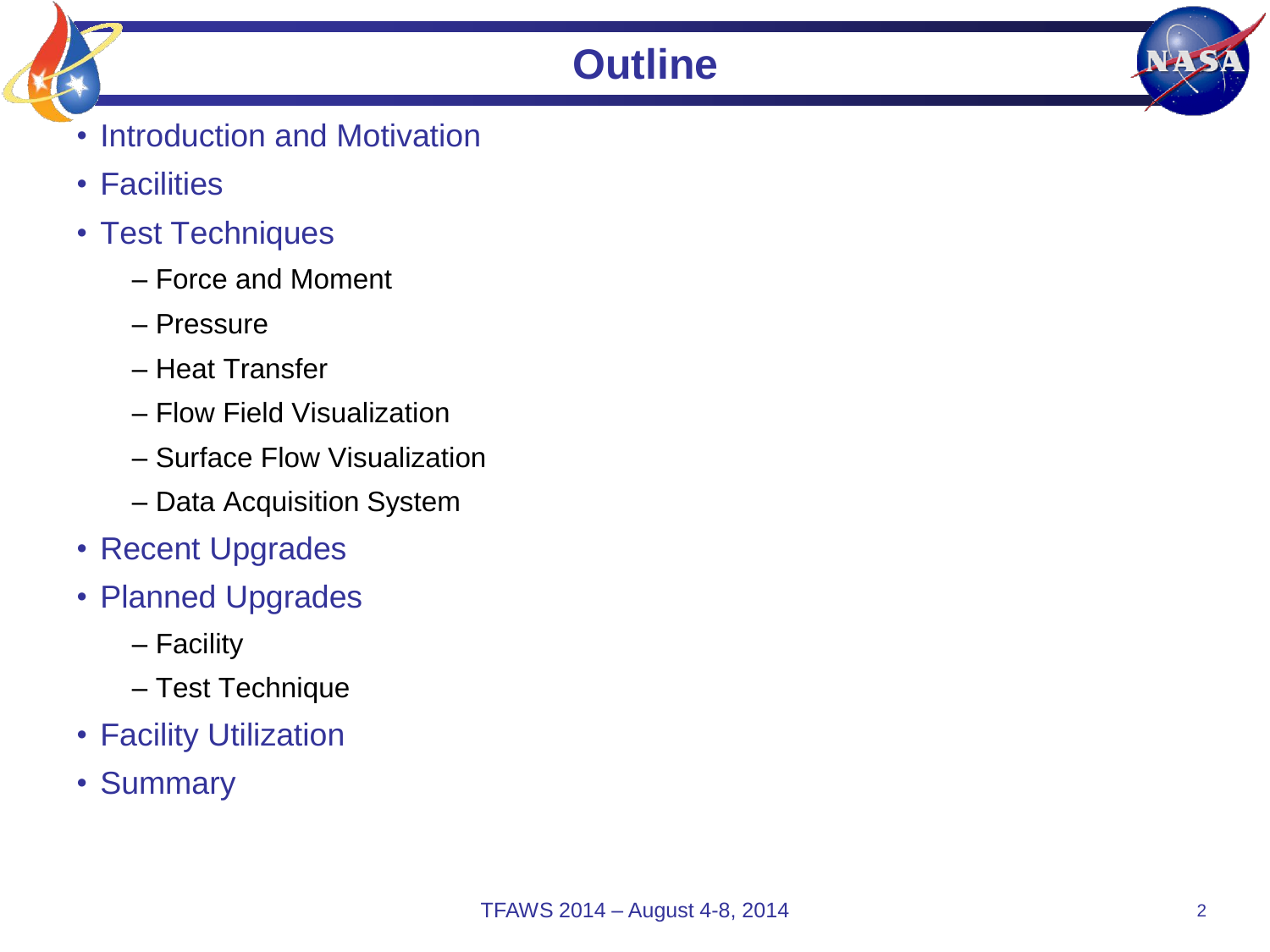# Outline

- Introduction and Motivation
- Facilities
- Test Techniques
  - Force and Moment
  - Pressure
  - Heat Transfer
  - Flow Field Visualization
  - Surface Flow Visualization
  - Data Acquisition System
- Recent Upgrades
- Planned Upgrades
  - Facility
  - Test Technique
- Facility Utilization
- Summary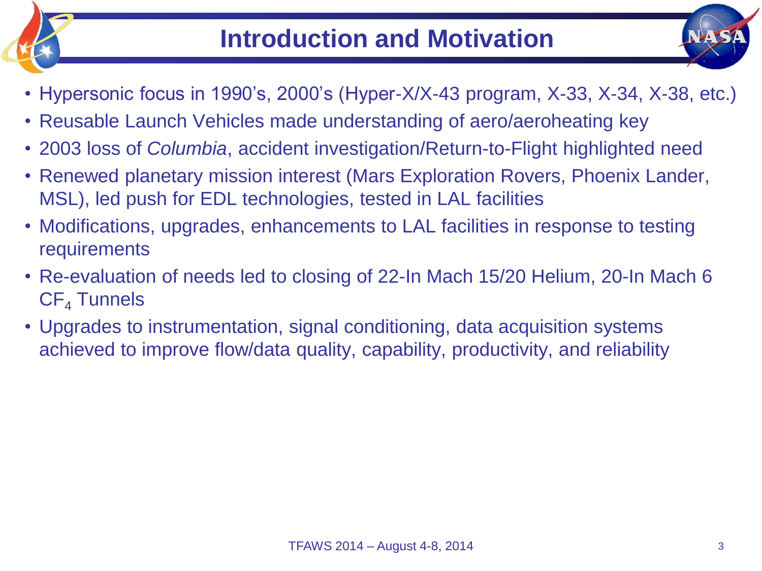# Introduction and Motivation

- Hypersonic focus in 1990's, 2000's (Hyper-X/X-43 program, X-33, X-34, X-38, etc.)
- Reusable Launch Vehicles made understanding of aero/aeroheating key
- 2003 loss of *Columbia*, accident investigation/Return-to-Flight highlighted need
- Renewed planetary mission interest (Mars Exploration Rovers, Phoenix Lander, MSL), led push for EDL technologies, tested in LAL facilities
- Modifications, upgrades, enhancements to LAL facilities in response to testing requirements
- Re-evaluation of needs led to closing of 22-In Mach 15/20 Helium, 20-In Mach 6 $CF_4$ Tunnels
- Upgrades to instrumentation, signal conditioning, data acquisition systems achieved to improve flow/data quality, capability, productivity, and reliability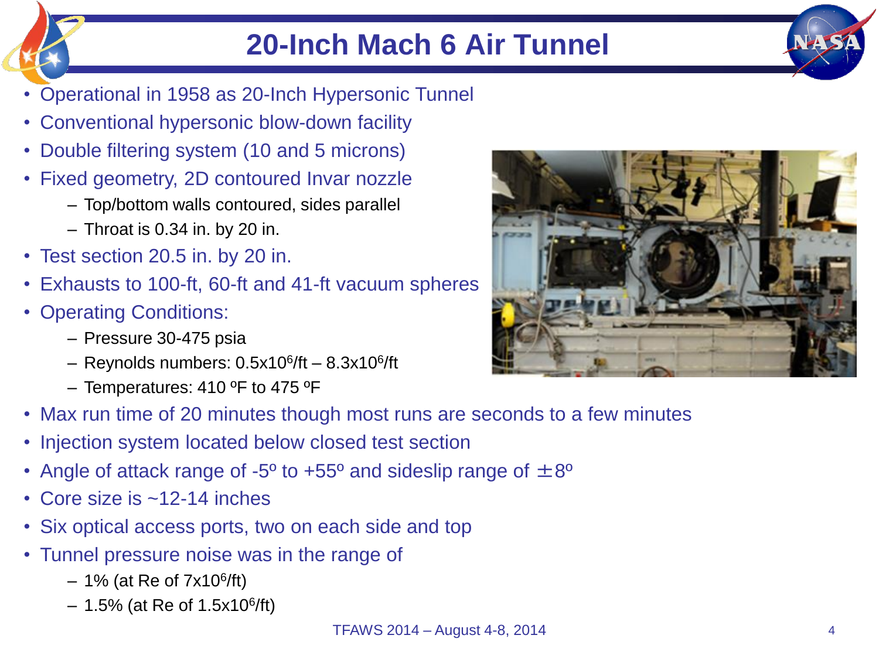# 20-Inch Mach 6 Air Tunnel

- Operational in 1958 as 20-Inch Hypersonic Tunnel
- Conventional hypersonic blow-down facility
- Double filtering system (10 and 5 microns)
- Fixed geometry, 2D contoured Invar nozzle
  - Top/bottom walls contoured, sides parallel
  - Throat is 0.34 in. by 20 in.
- Test section 20.5 in. by 20 in.
- Exhausts to 100-ft, 60-ft and 41-ft vacuum spheres
- Operating Conditions:
  - Pressure 30-475 psia
  - Reynolds numbers: $0.5\times10^6$/ft – $8.3\times10^6$/ft
  - Temperatures: 410 ºF to 475 ºF
- Max run time of 20 minutes though most runs are seconds to a few minutes
- Injection system located below closed test section
- Angle of attack range of -5º to +55º and sideslip range of ±8º
- Core size is ~12-14 inches
- Six optical access ports, two on each side and top
- Tunnel pressure noise was in the range of
  - 1% (at Re of $7\times10^6$/ft)
  - 1.5% (at Re of $1.5\times10^6$/ft)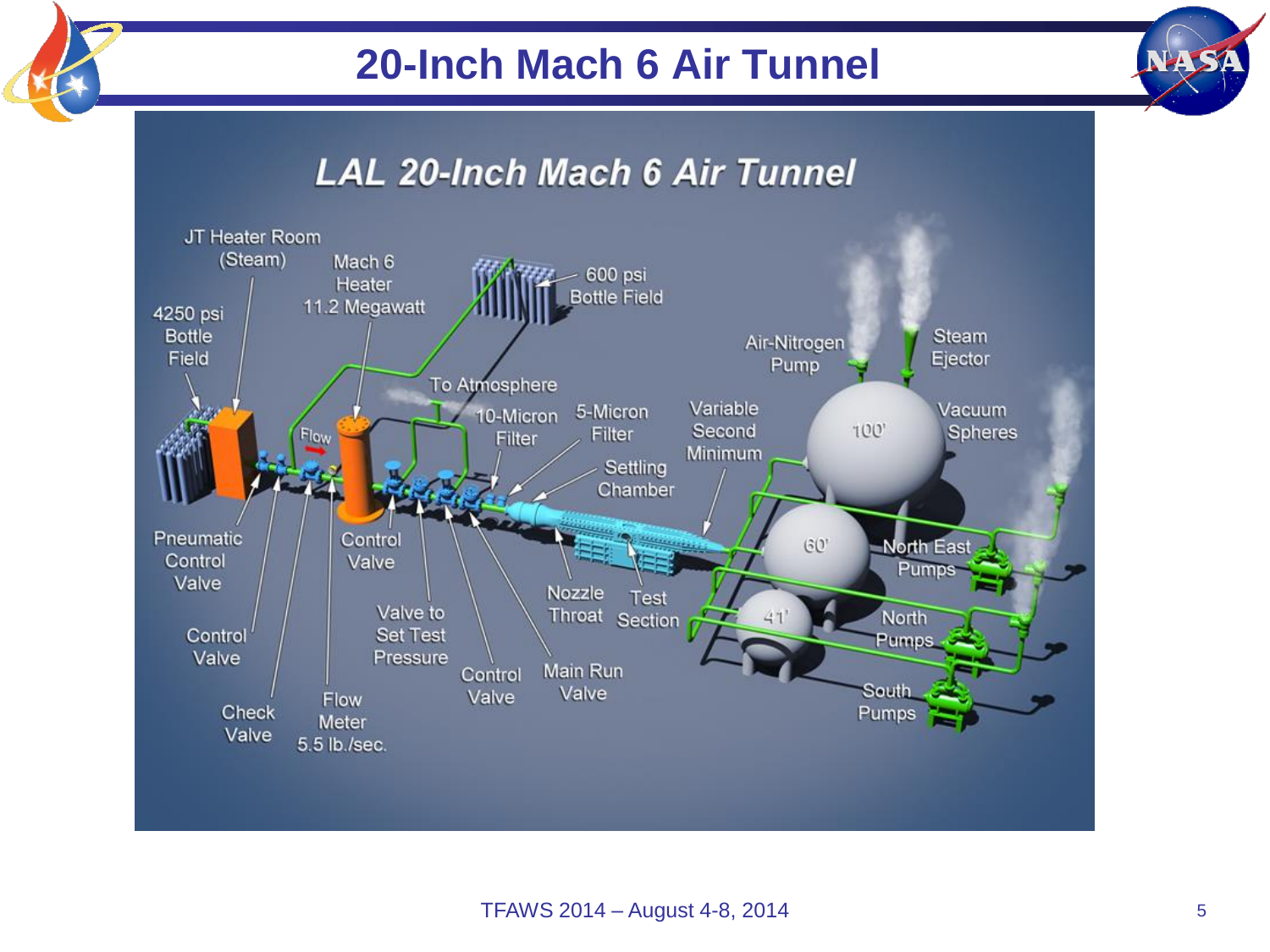# 20-Inch Mach 6 Air Tunnel

## LAL 20-Inch Mach 6 Air Tunnel

JT Heater Room (Steam)

Mach 6 Heater 11.2 Megawatt

600 psi Bottle Field

4250 psi Bottle Field

To Atmosphere

10-Micron Filter

5-Micron Filter

Variable Second Minimum

Settling Chamber

Air-Nitrogen Pump

Steam Ejector

Vacuum Spheres

100'

60'

41'

North East Pumps

North Pumps

South Pumps

Flow

Pneumatic Control Valve

Control Valve

Check Valve

Flow Meter 5.5 lb./sec.

Control Valve

Valve to Set Test Pressure

Control Valve

Main Run Valve

Nozzle Throat

Test Section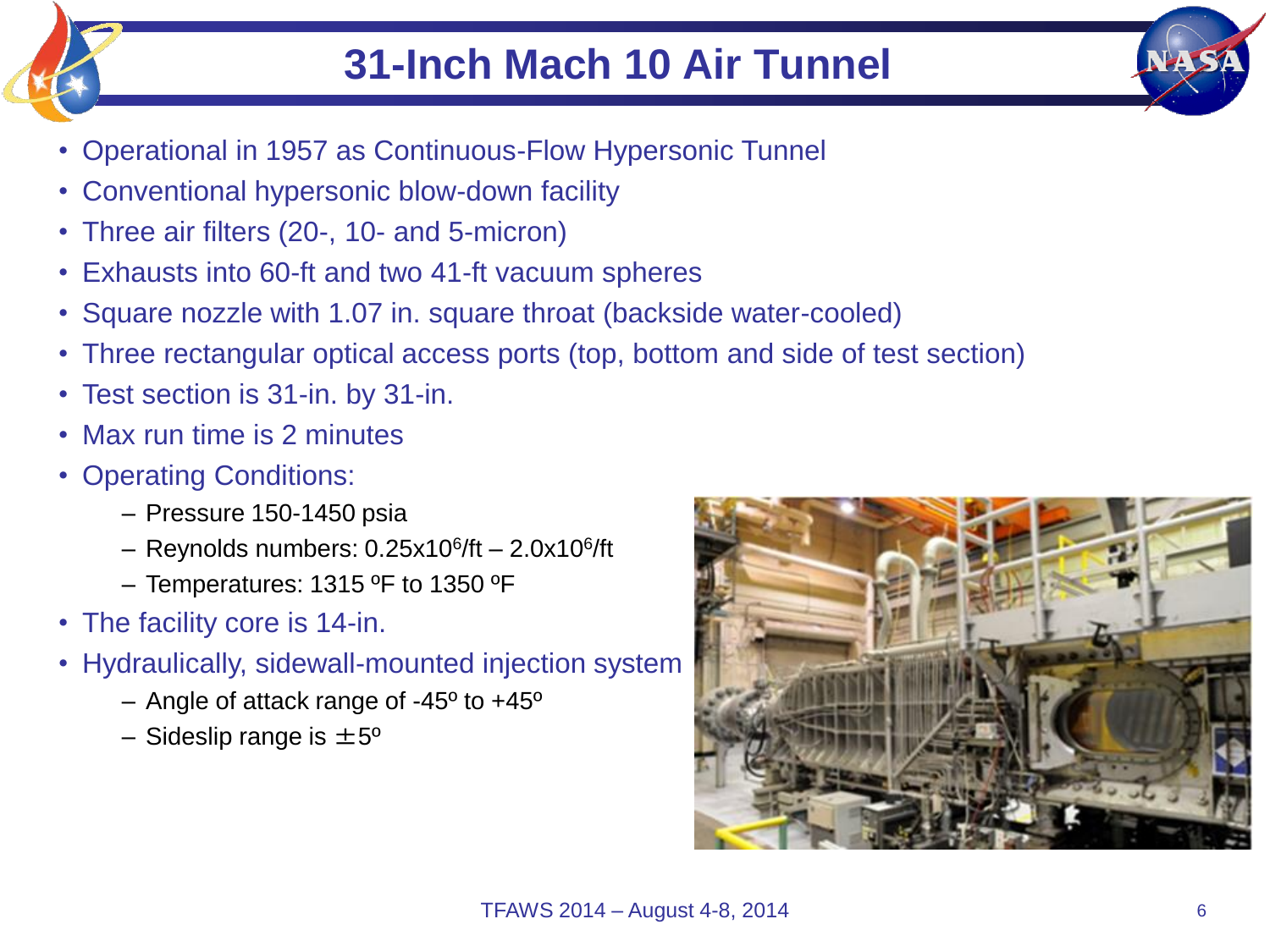# 31-Inch Mach 10 Air Tunnel

- Operational in 1957 as Continuous-Flow Hypersonic Tunnel
- Conventional hypersonic blow-down facility
- Three air filters (20-, 10- and 5-micron)
- Exhausts into 60-ft and two 41-ft vacuum spheres
- Square nozzle with 1.07 in. square throat (backside water-cooled)
- Three rectangular optical access ports (top, bottom and side of test section)
- Test section is 31-in. by 31-in.
- Max run time is 2 minutes
- Operating Conditions:
  - Pressure 150-1450 psia
  - Reynolds numbers: $0.25 \times 10^6$/ft – $2.0 \times 10^6$/ft
  - Temperatures: 1315 ºF to 1350 ºF
- The facility core is 14-in.
- Hydraulically, sidewall-mounted injection system
  - Angle of attack range of -45º to +45º
  - Sideslip range is $\pm$5º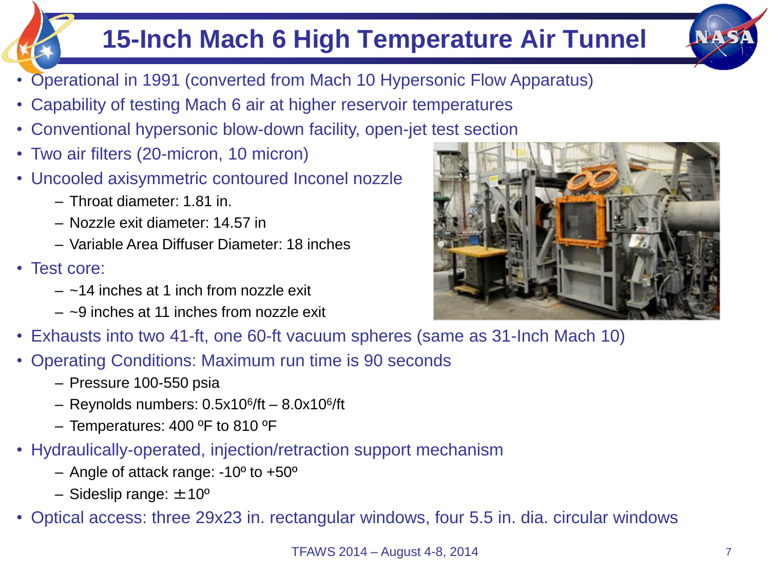# 15-Inch Mach 6 High Temperature Air Tunnel

- Operational in 1991 (converted from Mach 10 Hypersonic Flow Apparatus)
- Capability of testing Mach 6 air at higher reservoir temperatures
- Conventional hypersonic blow-down facility, open-jet test section
- Two air filters (20-micron, 10 micron)
- Uncooled axisymmetric contoured Inconel nozzle
  - Throat diameter: 1.81 in.
  - Nozzle exit diameter: 14.57 in
  - Variable Area Diffuser Diameter: 18 inches
- Test core:
  - ~14 inches at 1 inch from nozzle exit
  - ~9 inches at 11 inches from nozzle exit
- Exhausts into two 41-ft, one 60-ft vacuum spheres (same as 31-Inch Mach 10)
- Operating Conditions: Maximum run time is 90 seconds
  - Pressure 100-550 psia
  - Reynolds numbers: $0.5 \times 10^6$/ft – $8.0 \times 10^6$/ft
  - Temperatures: 400 ºF to 810 ºF
- Hydraulically-operated, injection/retraction support mechanism
  - Angle of attack range: -10º to +50º
  - Sideslip range: $\pm$10º
- Optical access: three 29x23 in. rectangular windows, four 5.5 in. dia. circular windows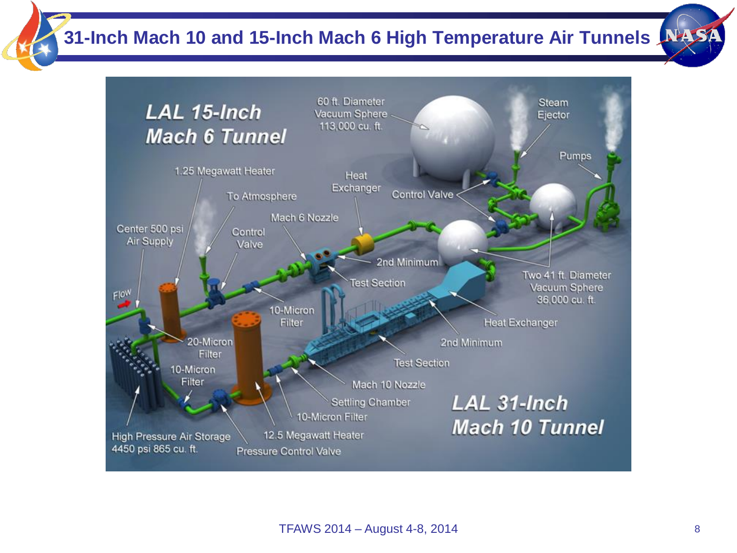# 31-Inch Mach 10 and 15-Inch Mach 6 High Temperature Air Tunnels

LAL 15-Inch Mach 6 Tunnel

60 ft. Diameter Vacuum Sphere 113,000 cu. ft.

Steam Ejector

Pumps

1.25 Megawatt Heater

Heat Exchanger

Control Valve

To Atmosphere

Mach 6 Nozzle

Center 500 psi Air Supply

Control Valve

2nd Minimum

Test Section

Flow

10-Micron Filter

Two 41 ft. Diameter Vacuum Sphere 36,000 cu. ft.

Heat Exchanger

20-Micron Filter

2nd Minimum

10-Micron Filter

Test Section

Mach 10 Nozzle

Settling Chamber

10-Micron Filter

High Pressure Air Storage 4450 psi 865 cu. ft.

12.5 Megawatt Heater

Pressure Control Valve

LAL 31-Inch Mach 10 Tunnel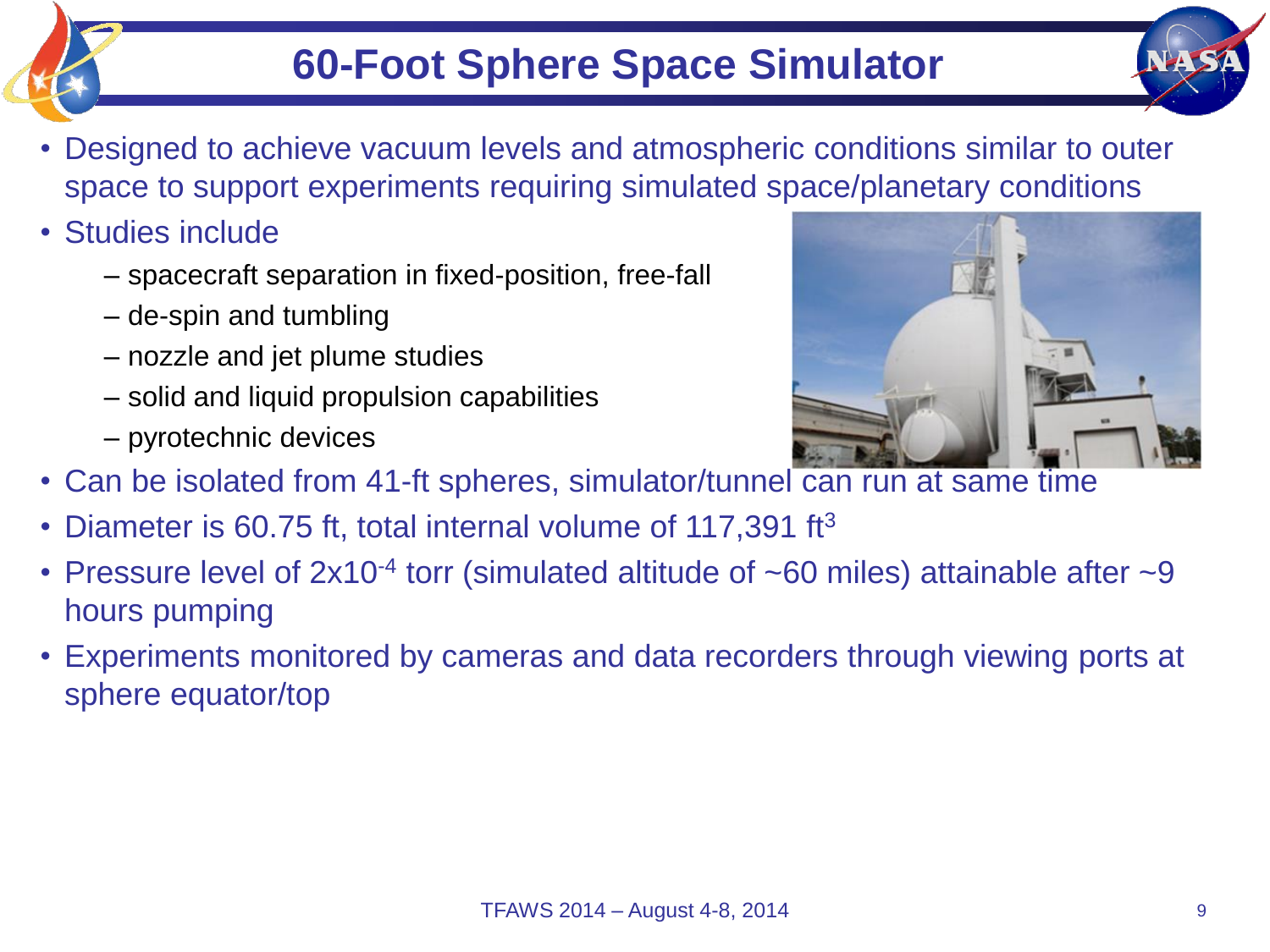# 60-Foot Sphere Space Simulator

- Designed to achieve vacuum levels and atmospheric conditions similar to outer space to support experiments requiring simulated space/planetary conditions
- Studies include
  - spacecraft separation in fixed-position, free-fall
  - de-spin and tumbling
  - nozzle and jet plume studies
  - solid and liquid propulsion capabilities
  - pyrotechnic devices
- Can be isolated from 41-ft spheres, simulator/tunnel can run at same time
- Diameter is 60.75 ft, total internal volume of 117,391 $ft^3$
- Pressure level of $2 \times 10^{-4}$ torr (simulated altitude of ~60 miles) attainable after ~9 hours pumping
- Experiments monitored by cameras and data recorders through viewing ports at sphere equator/top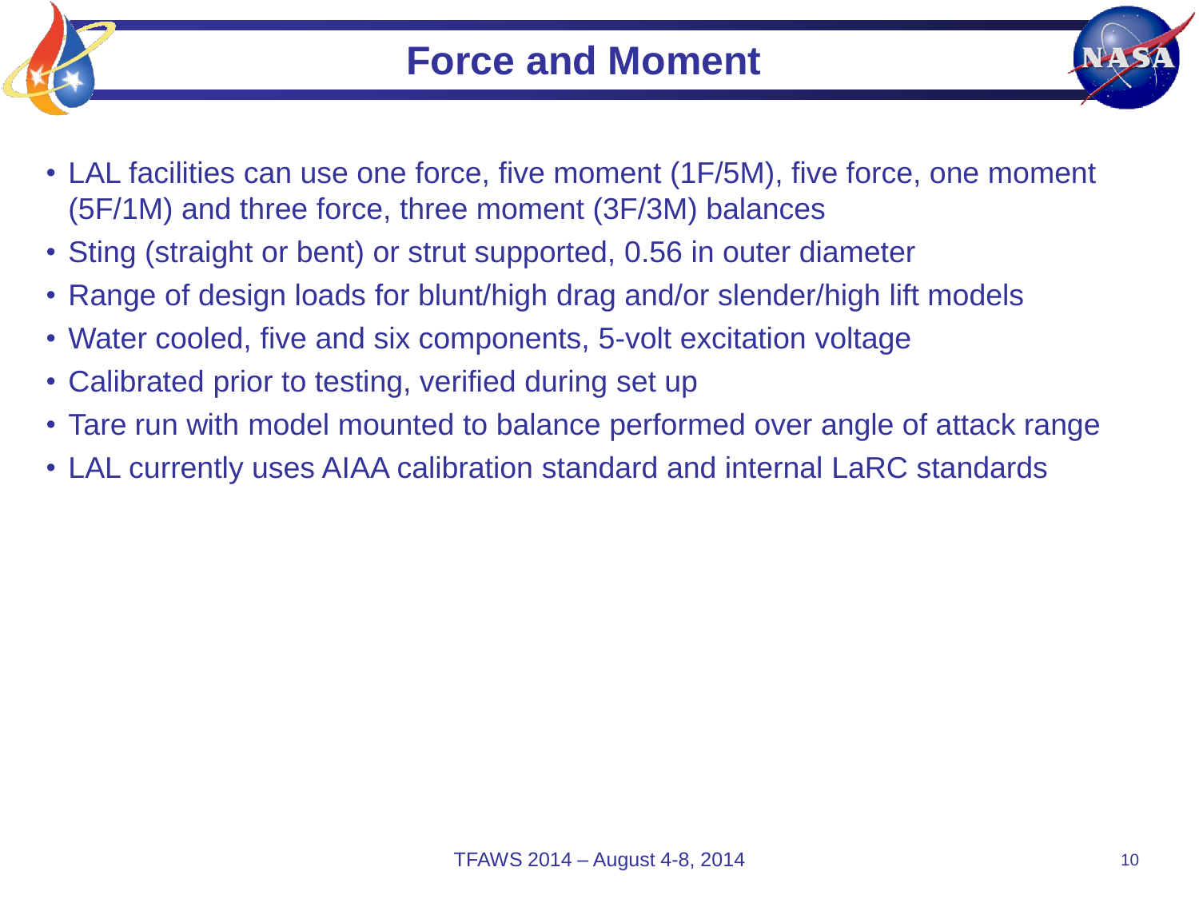# Force and Moment

- LAL facilities can use one force, five moment (1F/5M), five force, one moment (5F/1M) and three force, three moment (3F/3M) balances
- Sting (straight or bent) or strut supported, 0.56 in outer diameter
- Range of design loads for blunt/high drag and/or slender/high lift models
- Water cooled, five and six components, 5-volt excitation voltage
- Calibrated prior to testing, verified during set up
- Tare run with model mounted to balance performed over angle of attack range
- LAL currently uses AIAA calibration standard and internal LaRC standards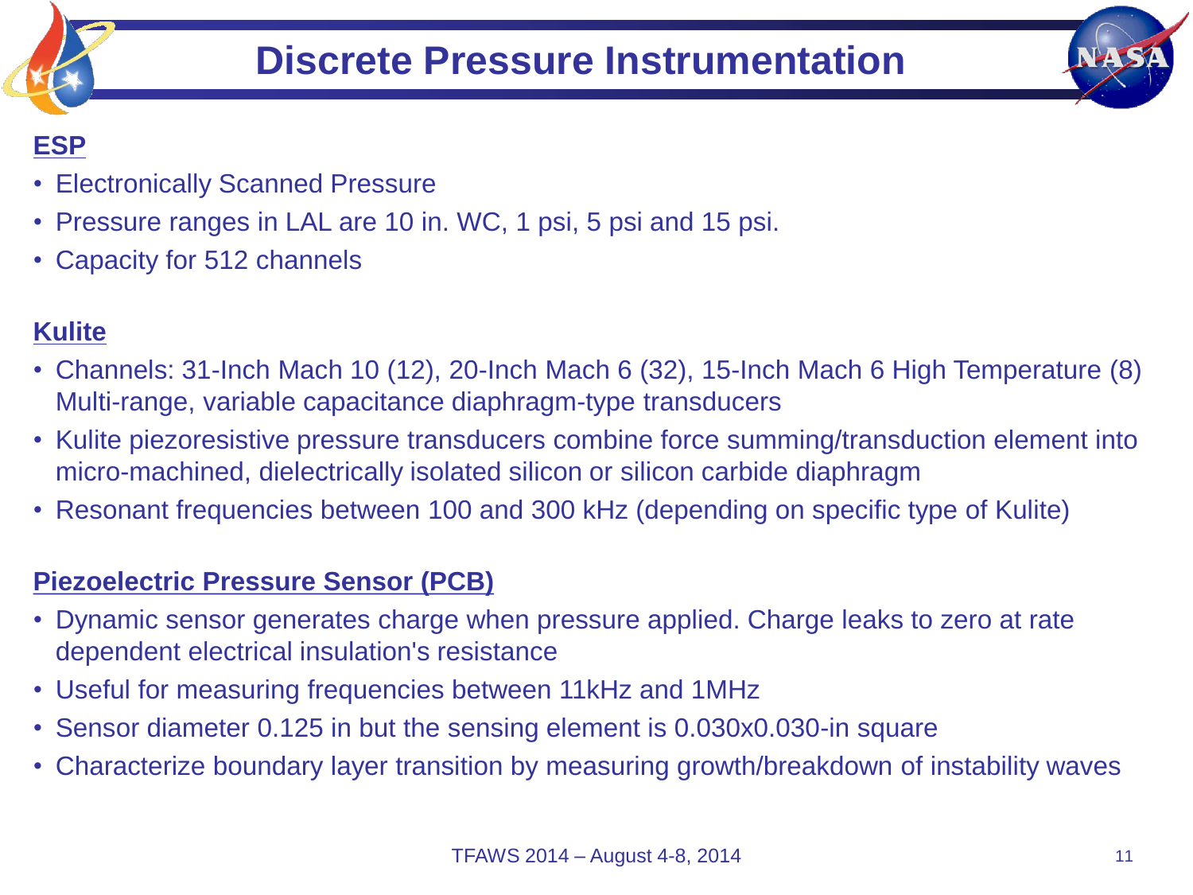# Discrete Pressure Instrumentation

**ESP**

- Electronically Scanned Pressure
- Pressure ranges in LAL are 10 in. WC, 1 psi, 5 psi and 15 psi.
- Capacity for 512 channels

**Kulite**

- Channels: 31-Inch Mach 10 (12), 20-Inch Mach 6 (32), 15-Inch Mach 6 High Temperature (8) Multi-range, variable capacitance diaphragm-type transducers
- Kulite piezoresistive pressure transducers combine force summing/transduction element into micro-machined, dielectrically isolated silicon or silicon carbide diaphragm
- Resonant frequencies between 100 and 300 kHz (depending on specific type of Kulite)

**Piezoelectric Pressure Sensor (PCB)**

- Dynamic sensor generates charge when pressure applied. Charge leaks to zero at rate dependent electrical insulation's resistance
- Useful for measuring frequencies between 11kHz and 1MHz
- Sensor diameter 0.125 in but the sensing element is 0.030x0.030-in square
- Characterize boundary layer transition by measuring growth/breakdown of instability waves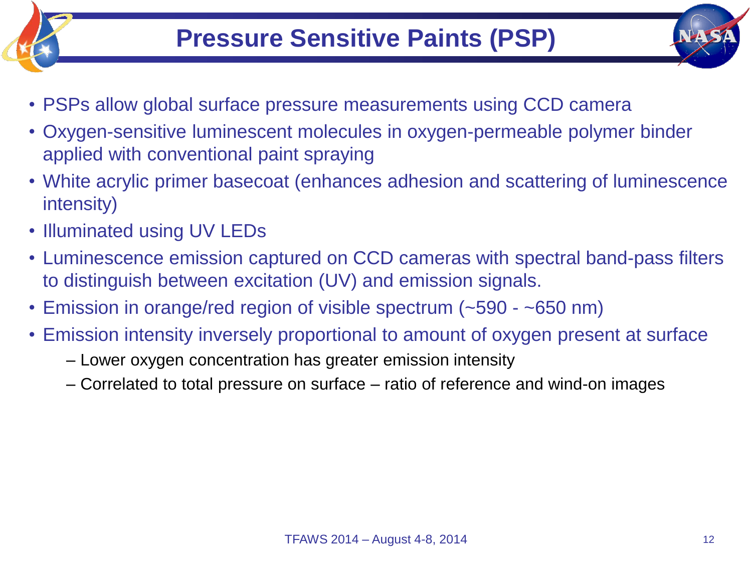# Pressure Sensitive Paints (PSP)

- PSPs allow global surface pressure measurements using CCD camera
- Oxygen-sensitive luminescent molecules in oxygen-permeable polymer binder applied with conventional paint spraying
- White acrylic primer basecoat (enhances adhesion and scattering of luminescence intensity)
- Illuminated using UV LEDs
- Luminescence emission captured on CCD cameras with spectral band-pass filters to distinguish between excitation (UV) and emission signals.
- Emission in orange/red region of visible spectrum (~590 - ~650 nm)
- Emission intensity inversely proportional to amount of oxygen present at surface
  - Lower oxygen concentration has greater emission intensity
  - Correlated to total pressure on surface – ratio of reference and wind-on images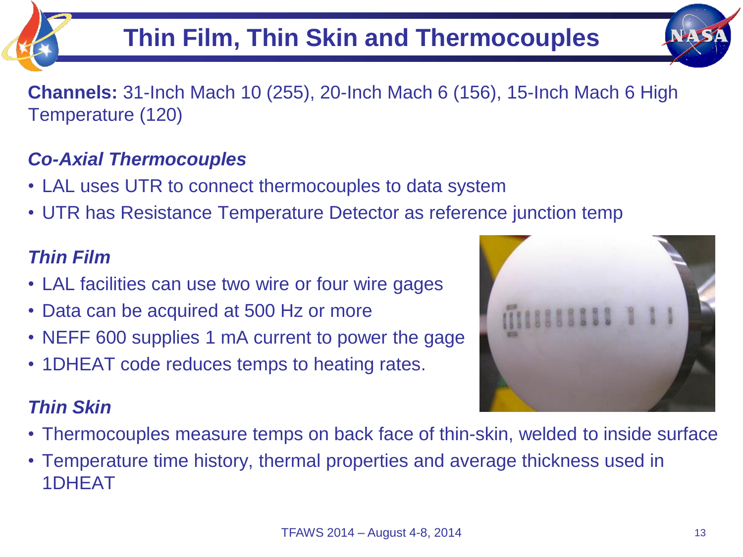# Thin Film, Thin Skin and Thermocouples

**Channels:** 31-Inch Mach 10 (255), 20-Inch Mach 6 (156), 15-Inch Mach 6 High Temperature (120)

### *Co-Axial Thermocouples*

- LAL uses UTR to connect thermocouples to data system
- UTR has Resistance Temperature Detector as reference junction temp

### *Thin Film*

- LAL facilities can use two wire or four wire gages
- Data can be acquired at 500 Hz or more
- NEFF 600 supplies 1 mA current to power the gage
- 1DHEAT code reduces temps to heating rates.

### *Thin Skin*

- Thermocouples measure temps on back face of thin-skin, welded to inside surface
- Temperature time history, thermal properties and average thickness used in 1DHEAT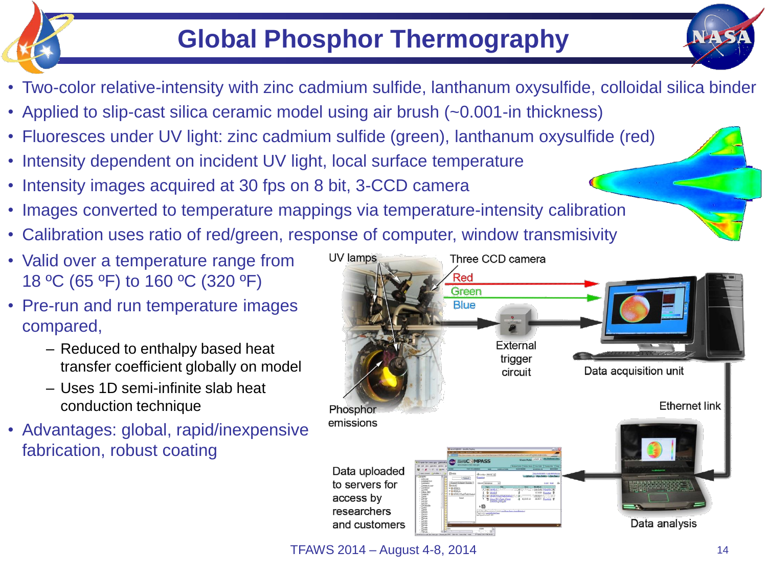# Global Phosphor Thermography

- Two-color relative-intensity with zinc cadmium sulfide, lanthanum oxysulfide, colloidal silica binder
- Applied to slip-cast silica ceramic model using air brush (~0.001-in thickness)
- Fluoresces under UV light: zinc cadmium sulfide (green), lanthanum oxysulfide (red)
- Intensity dependent on incident UV light, local surface temperature
- Intensity images acquired at 30 fps on 8 bit, 3-CCD camera
- Images converted to temperature mappings via temperature-intensity calibration
- Calibration uses ratio of red/green, response of computer, window transmisivity
- Valid over a temperature range from 18 ºC (65 ºF) to 160 ºC (320 ºF)
- Pre-run and run temperature images compared,
  - Reduced to enthalpy based heat transfer coefficient globally on model
  - Uses 1D semi-infinite slab heat conduction technique
- Advantages: global, rapid/inexpensive fabrication, robust coating

UV lamps

Three CCD camera

Red

Green

Blue

External trigger circuit

Data acquisition unit

Phosphor emissions

Ethernet link

Data uploaded to servers for access by researchers and customers

Data analysis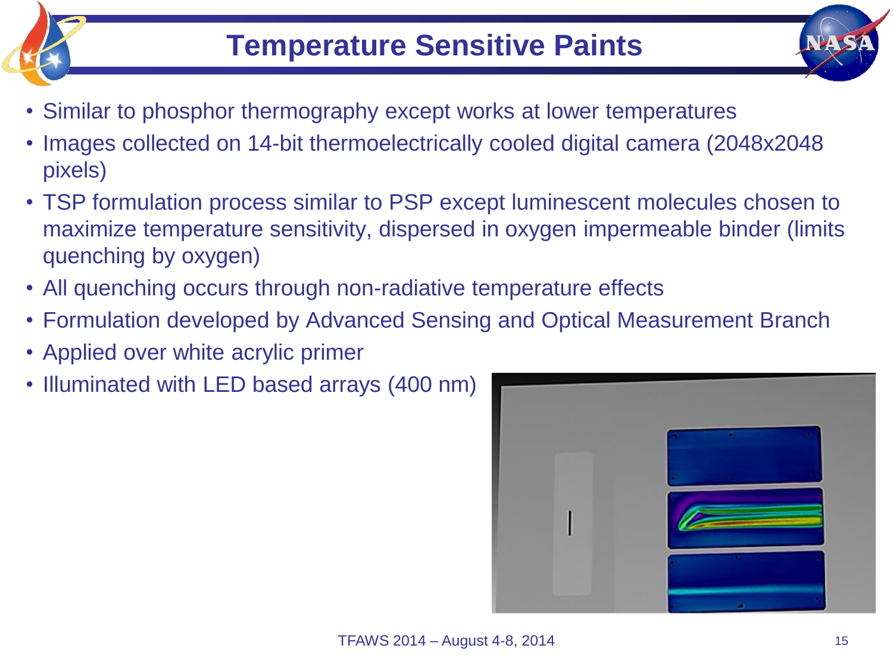# Temperature Sensitive Paints

- Similar to phosphor thermography except works at lower temperatures
- Images collected on 14-bit thermoelectrically cooled digital camera (2048x2048 pixels)
- TSP formulation process similar to PSP except luminescent molecules chosen to maximize temperature sensitivity, dispersed in oxygen impermeable binder (limits quenching by oxygen)
- All quenching occurs through non-radiative temperature effects
- Formulation developed by Advanced Sensing and Optical Measurement Branch
- Applied over white acrylic primer
- Illuminated with LED based arrays (400 nm)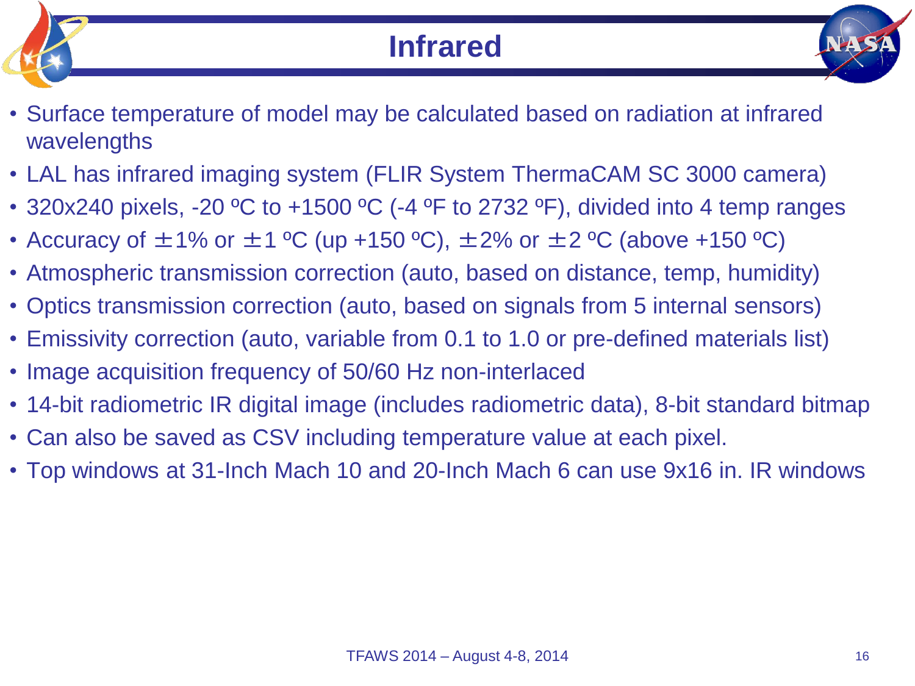# Infrared

- Surface temperature of model may be calculated based on radiation at infrared wavelengths
- LAL has infrared imaging system (FLIR System ThermaCAM SC 3000 camera)
- 320x240 pixels, -20 ºC to +1500 ºC (-4 ºF to 2732 ºF), divided into 4 temp ranges
- Accuracy of ±1% or ±1 ºC (up +150 ºC), ±2% or ±2 ºC (above +150 ºC)
- Atmospheric transmission correction (auto, based on distance, temp, humidity)
- Optics transmission correction (auto, based on signals from 5 internal sensors)
- Emissivity correction (auto, variable from 0.1 to 1.0 or pre-defined materials list)
- Image acquisition frequency of 50/60 Hz non-interlaced
- 14-bit radiometric IR digital image (includes radiometric data), 8-bit standard bitmap
- Can also be saved as CSV including temperature value at each pixel.
- Top windows at 31-Inch Mach 10 and 20-Inch Mach 6 can use 9x16 in. IR windows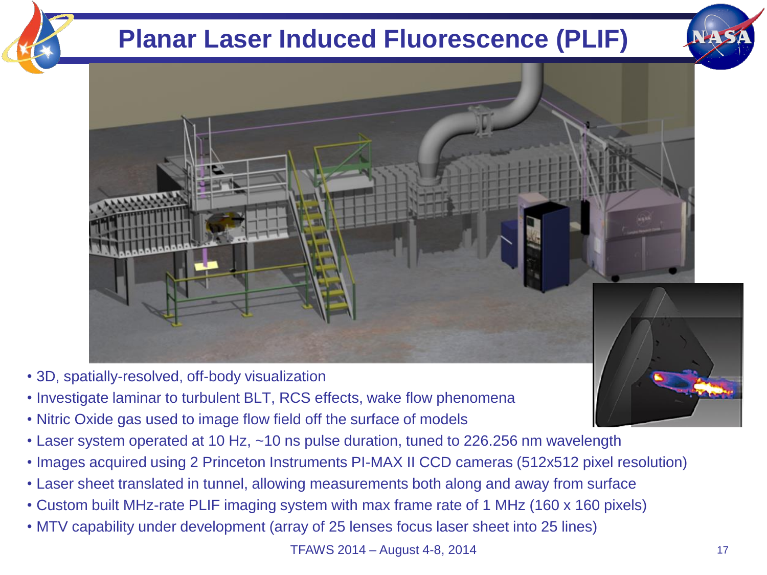# Planar Laser Induced Fluorescence (PLIF)

- 3D, spatially-resolved, off-body visualization
- Investigate laminar to turbulent BLT, RCS effects, wake flow phenomena
- Nitric Oxide gas used to image flow field off the surface of models
- Laser system operated at 10 Hz, ~10 ns pulse duration, tuned to 226.256 nm wavelength
- Images acquired using 2 Princeton Instruments PI-MAX II CCD cameras (512x512 pixel resolution)
- Laser sheet translated in tunnel, allowing measurements both along and away from surface
- Custom built MHz-rate PLIF imaging system with max frame rate of 1 MHz (160 x 160 pixels)
- MTV capability under development (array of 25 lenses focus laser sheet into 25 lines)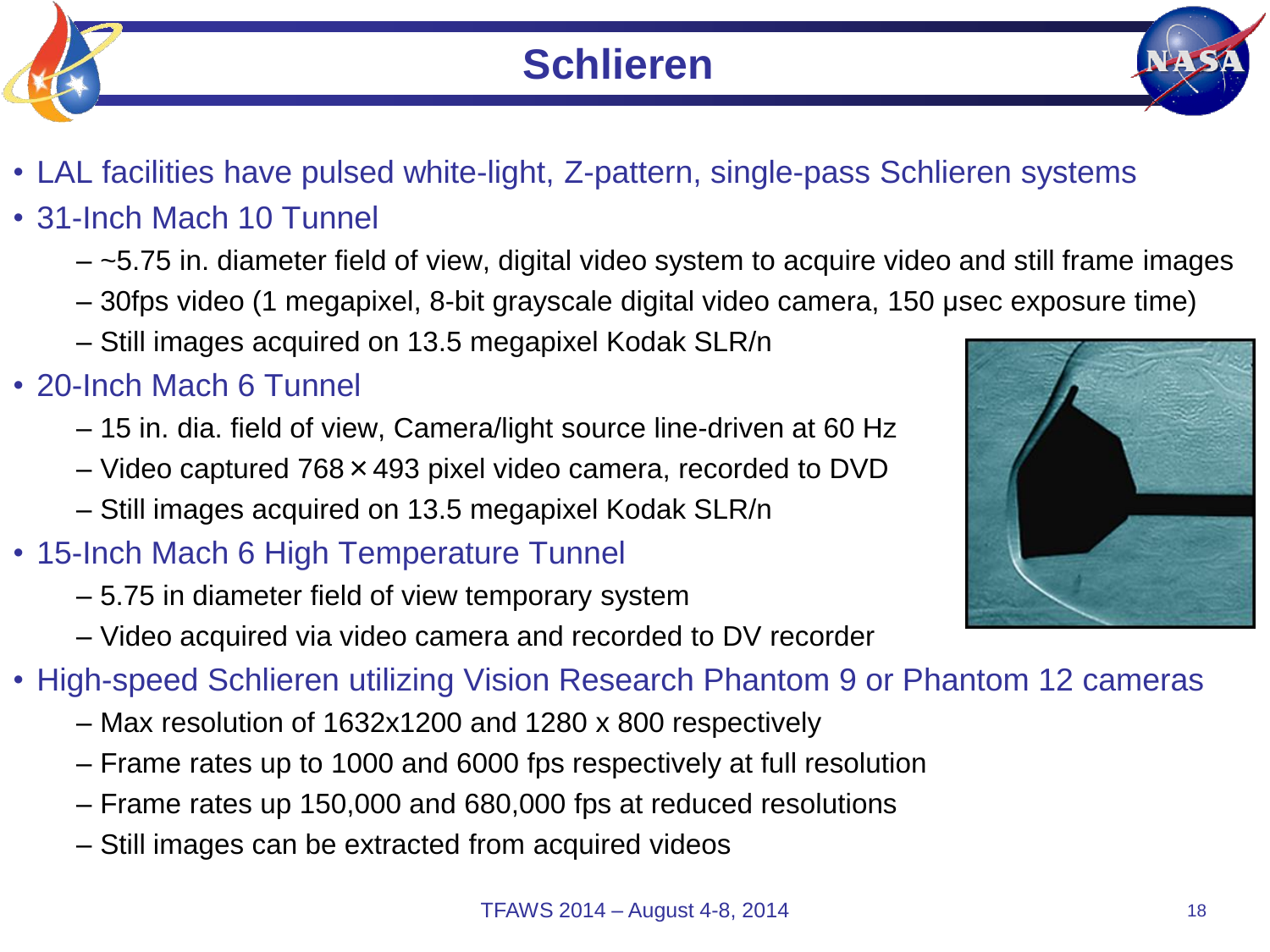# Schlieren

- LAL facilities have pulsed white-light, Z-pattern, single-pass Schlieren systems
- 31-Inch Mach 10 Tunnel
  - ~5.75 in. diameter field of view, digital video system to acquire video and still frame images
  - 30fps video (1 megapixel, 8-bit grayscale digital video camera, 150 μsec exposure time)
  - Still images acquired on 13.5 megapixel Kodak SLR/n
- 20-Inch Mach 6 Tunnel
  - 15 in. dia. field of view, Camera/light source line-driven at 60 Hz
  - Video captured 768 × 493 pixel video camera, recorded to DVD
  - Still images acquired on 13.5 megapixel Kodak SLR/n
- 15-Inch Mach 6 High Temperature Tunnel
  - 5.75 in diameter field of view temporary system
  - Video acquired via video camera and recorded to DV recorder
- High-speed Schlieren utilizing Vision Research Phantom 9 or Phantom 12 cameras
  - Max resolution of 1632x1200 and 1280 x 800 respectively
  - Frame rates up to 1000 and 6000 fps respectively at full resolution
  - Frame rates up 150,000 and 680,000 fps at reduced resolutions
  - Still images can be extracted from acquired videos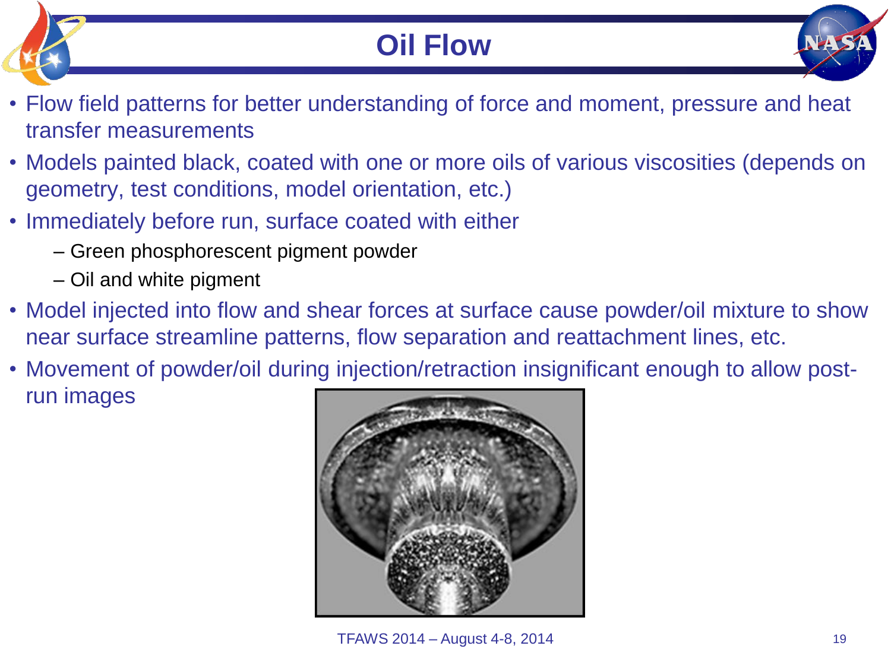# Oil Flow

- Flow field patterns for better understanding of force and moment, pressure and heat transfer measurements
- Models painted black, coated with one or more oils of various viscosities (depends on geometry, test conditions, model orientation, etc.)
- Immediately before run, surface coated with either
  - Green phosphorescent pigment powder
  - Oil and white pigment
- Model injected into flow and shear forces at surface cause powder/oil mixture to show near surface streamline patterns, flow separation and reattachment lines, etc.
- Movement of powder/oil during injection/retraction insignificant enough to allow post-run images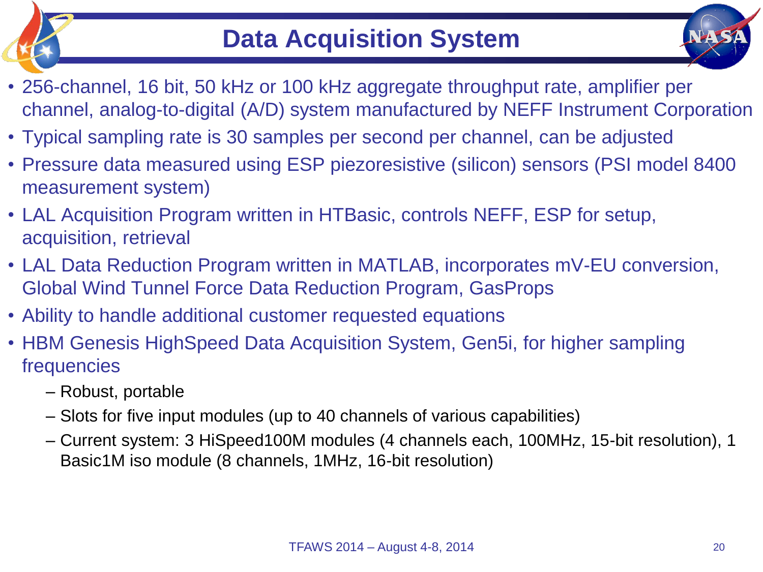# Data Acquisition System

- 256-channel, 16 bit, 50 kHz or 100 kHz aggregate throughput rate, amplifier per channel, analog-to-digital (A/D) system manufactured by NEFF Instrument Corporation
- Typical sampling rate is 30 samples per second per channel, can be adjusted
- Pressure data measured using ESP piezoresistive (silicon) sensors (PSI model 8400 measurement system)
- LAL Acquisition Program written in HTBasic, controls NEFF, ESP for setup, acquisition, retrieval
- LAL Data Reduction Program written in MATLAB, incorporates mV-EU conversion, Global Wind Tunnel Force Data Reduction Program, GasProps
- Ability to handle additional customer requested equations
- HBM Genesis HighSpeed Data Acquisition System, Gen5i, for higher sampling frequencies
  - Robust, portable
  - Slots for five input modules (up to 40 channels of various capabilities)
  - Current system: 3 HiSpeed100M modules (4 channels each, 100MHz, 15-bit resolution), 1 Basic1M iso module (8 channels, 1MHz, 16-bit resolution)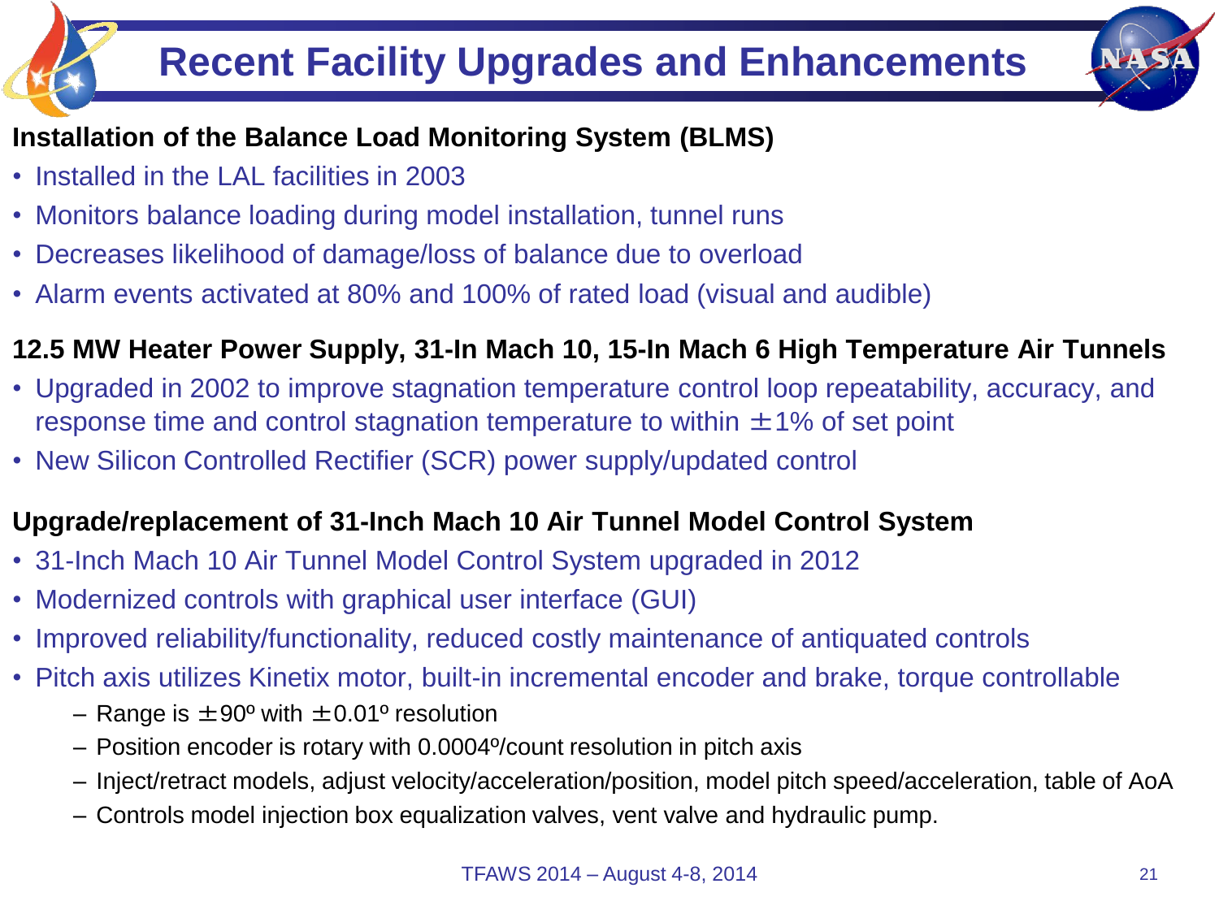# Recent Facility Upgrades and Enhancements

**Installation of the Balance Load Monitoring System (BLMS)**

- Installed in the LAL facilities in 2003
- Monitors balance loading during model installation, tunnel runs
- Decreases likelihood of damage/loss of balance due to overload
- Alarm events activated at 80% and 100% of rated load (visual and audible)

**12.5 MW Heater Power Supply, 31-In Mach 10, 15-In Mach 6 High Temperature Air Tunnels**

- Upgraded in 2002 to improve stagnation temperature control loop repeatability, accuracy, and response time and control stagnation temperature to within ±1% of set point
- New Silicon Controlled Rectifier (SCR) power supply/updated control

**Upgrade/replacement of 31-Inch Mach 10 Air Tunnel Model Control System**

- 31-Inch Mach 10 Air Tunnel Model Control System upgraded in 2012
- Modernized controls with graphical user interface (GUI)
- Improved reliability/functionality, reduced costly maintenance of antiquated controls
- Pitch axis utilizes Kinetix motor, built-in incremental encoder and brake, torque controllable
  - Range is ±90º with ±0.01º resolution
  - Position encoder is rotary with 0.0004º/count resolution in pitch axis
  - Inject/retract models, adjust velocity/acceleration/position, model pitch speed/acceleration, table of AoA
  - Controls model injection box equalization valves, vent valve and hydraulic pump.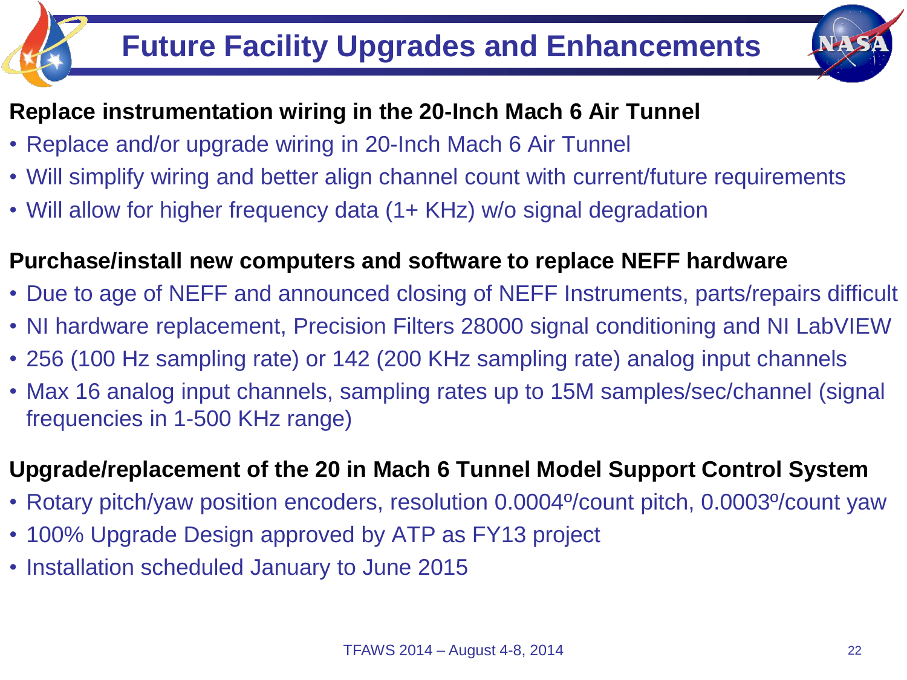# Future Facility Upgrades and Enhancements

**Replace instrumentation wiring in the 20-Inch Mach 6 Air Tunnel**

- Replace and/or upgrade wiring in 20-Inch Mach 6 Air Tunnel
- Will simplify wiring and better align channel count with current/future requirements
- Will allow for higher frequency data (1+ KHz) w/o signal degradation

**Purchase/install new computers and software to replace NEFF hardware**

- Due to age of NEFF and announced closing of NEFF Instruments, parts/repairs difficult
- NI hardware replacement, Precision Filters 28000 signal conditioning and NI LabVIEW
- 256 (100 Hz sampling rate) or 142 (200 KHz sampling rate) analog input channels
- Max 16 analog input channels, sampling rates up to 15M samples/sec/channel (signal frequencies in 1-500 KHz range)

**Upgrade/replacement of the 20 in Mach 6 Tunnel Model Support Control System**

- Rotary pitch/yaw position encoders, resolution 0.0004º/count pitch, 0.0003º/count yaw
- 100% Upgrade Design approved by ATP as FY13 project
- Installation scheduled January to June 2015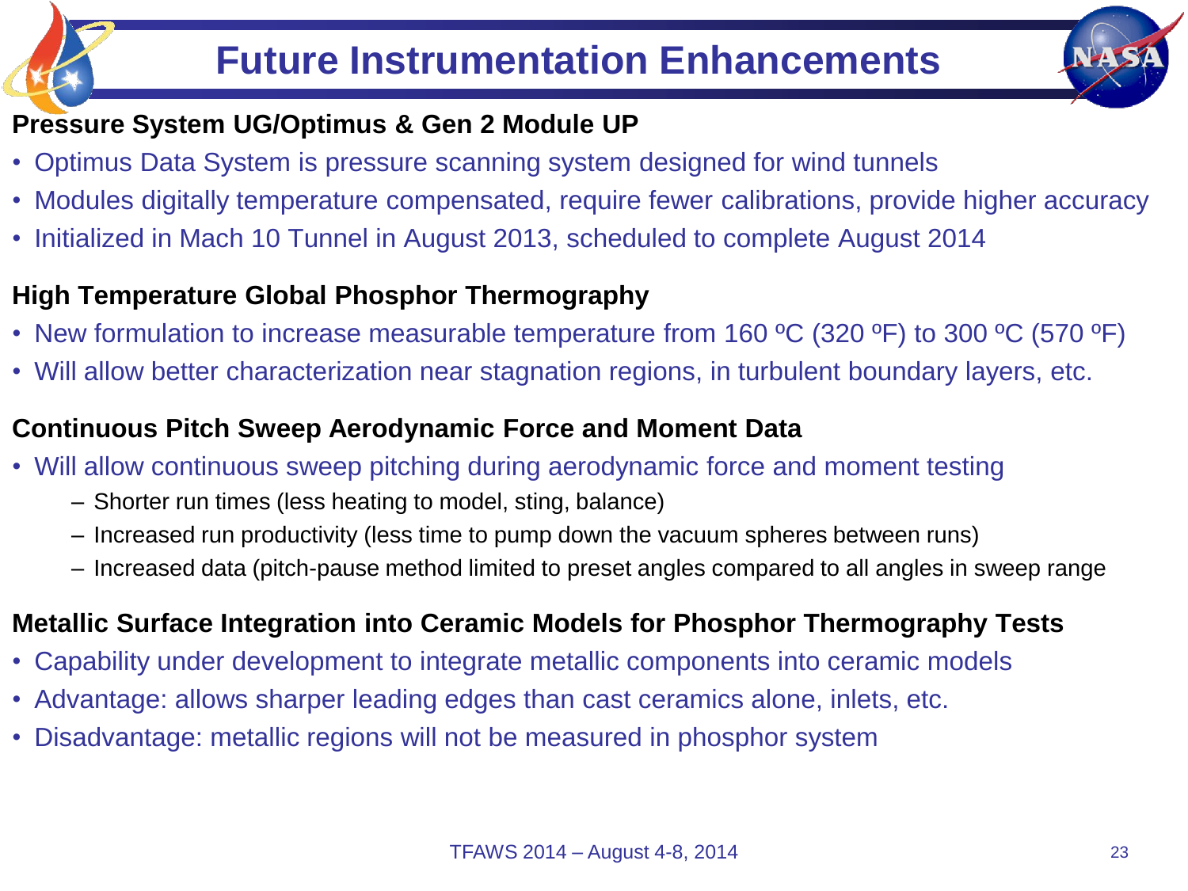# Future Instrumentation Enhancements

**Pressure System UG/Optimus & Gen 2 Module UP**

- Optimus Data System is pressure scanning system designed for wind tunnels
- Modules digitally temperature compensated, require fewer calibrations, provide higher accuracy
- Initialized in Mach 10 Tunnel in August 2013, scheduled to complete August 2014

**High Temperature Global Phosphor Thermography**

- New formulation to increase measurable temperature from 160 ºC (320 ºF) to 300 ºC (570 ºF)
- Will allow better characterization near stagnation regions, in turbulent boundary layers, etc.

**Continuous Pitch Sweep Aerodynamic Force and Moment Data**

- Will allow continuous sweep pitching during aerodynamic force and moment testing
  - Shorter run times (less heating to model, sting, balance)
  - Increased run productivity (less time to pump down the vacuum spheres between runs)
  - Increased data (pitch-pause method limited to preset angles compared to all angles in sweep range

**Metallic Surface Integration into Ceramic Models for Phosphor Thermography Tests**

- Capability under development to integrate metallic components into ceramic models
- Advantage: allows sharper leading edges than cast ceramics alone, inlets, etc.
- Disadvantage: metallic regions will not be measured in phosphor system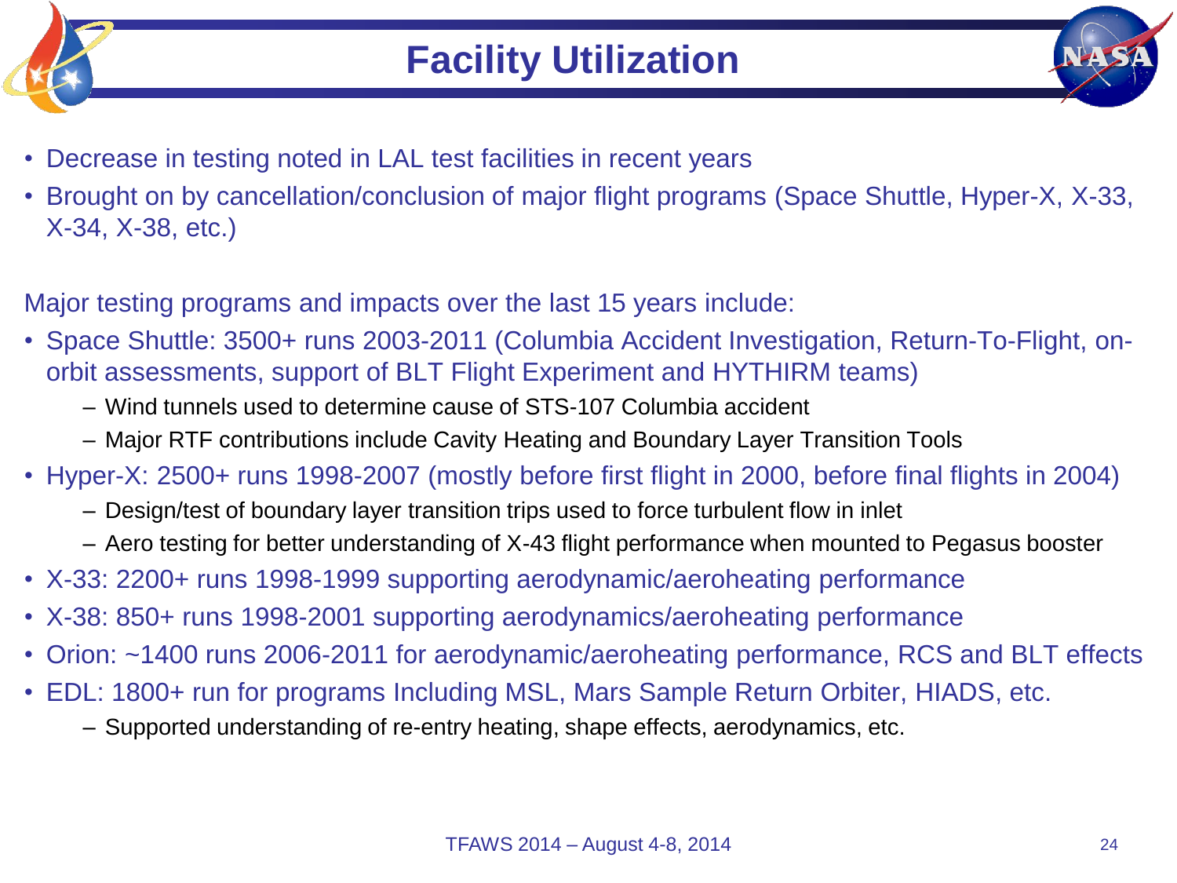# Facility Utilization

- Decrease in testing noted in LAL test facilities in recent years
- Brought on by cancellation/conclusion of major flight programs (Space Shuttle, Hyper-X, X-33, X-34, X-38, etc.)

Major testing programs and impacts over the last 15 years include:

- Space Shuttle: 3500+ runs 2003-2011 (Columbia Accident Investigation, Return-To-Flight, on-orbit assessments, support of BLT Flight Experiment and HYTHIRM teams)
  - Wind tunnels used to determine cause of STS-107 Columbia accident
  - Major RTF contributions include Cavity Heating and Boundary Layer Transition Tools
- Hyper-X: 2500+ runs 1998-2007 (mostly before first flight in 2000, before final flights in 2004)
  - Design/test of boundary layer transition trips used to force turbulent flow in inlet
  - Aero testing for better understanding of X-43 flight performance when mounted to Pegasus booster
- X-33: 2200+ runs 1998-1999 supporting aerodynamic/aeroheating performance
- X-38: 850+ runs 1998-2001 supporting aerodynamics/aeroheating performance
- Orion: ~1400 runs 2006-2011 for aerodynamic/aeroheating performance, RCS and BLT effects
- EDL: 1800+ run for programs Including MSL, Mars Sample Return Orbiter, HIADS, etc.
  - Supported understanding of re-entry heating, shape effects, aerodynamics, etc.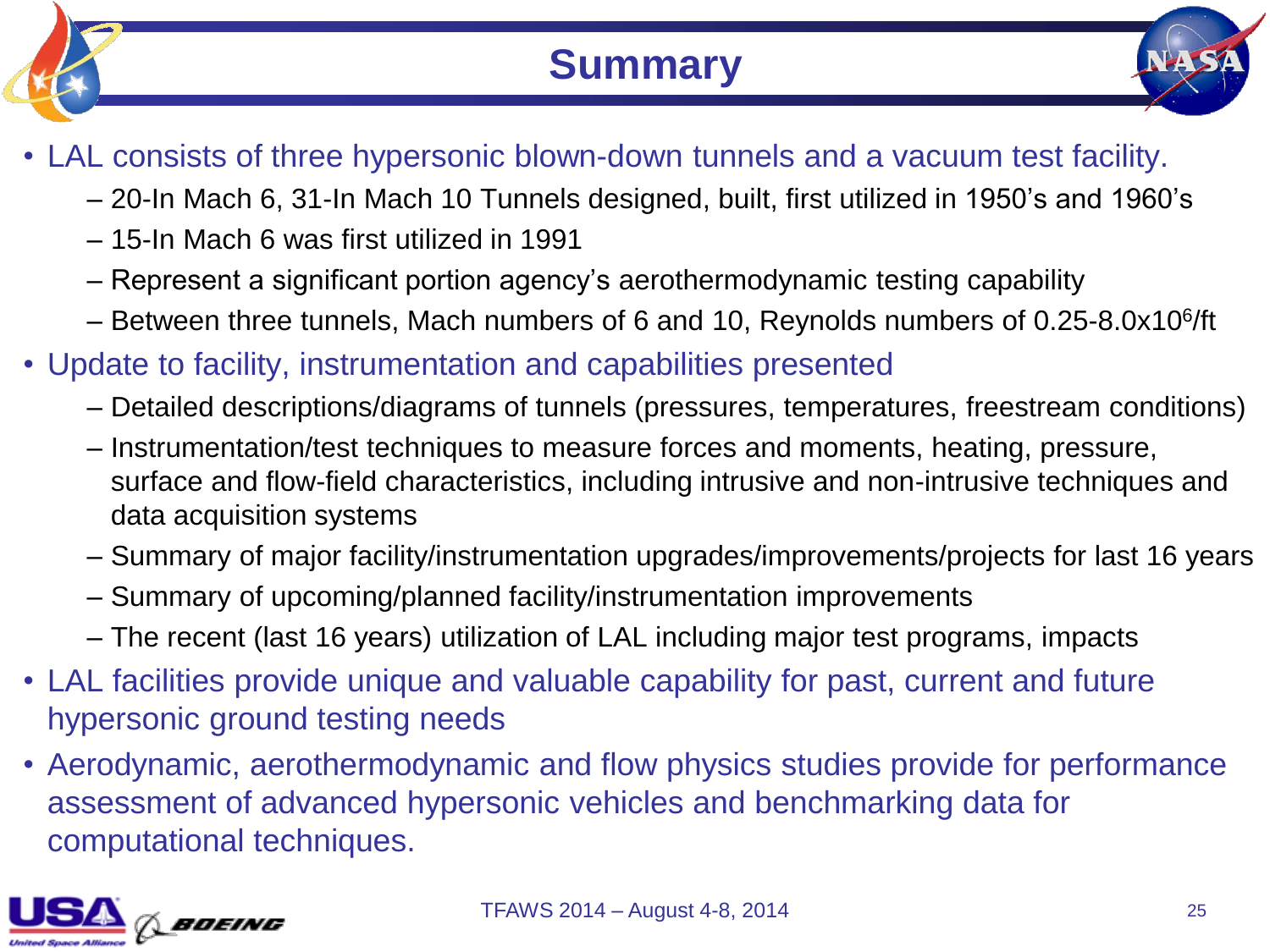# Summary

- LAL consists of three hypersonic blown-down tunnels and a vacuum test facility.
  - 20-In Mach 6, 31-In Mach 10 Tunnels designed, built, first utilized in 1950's and 1960's
  - 15-In Mach 6 was first utilized in 1991
  - Represent a significant portion agency's aerothermodynamic testing capability
  - Between three tunnels, Mach numbers of 6 and 10, Reynolds numbers of 0.25-8.0x$10^6$/ft
- Update to facility, instrumentation and capabilities presented
  - Detailed descriptions/diagrams of tunnels (pressures, temperatures, freestream conditions)
  - Instrumentation/test techniques to measure forces and moments, heating, pressure, surface and flow-field characteristics, including intrusive and non-intrusive techniques and data acquisition systems
  - Summary of major facility/instrumentation upgrades/improvements/projects for last 16 years
  - Summary of upcoming/planned facility/instrumentation improvements
  - The recent (last 16 years) utilization of LAL including major test programs, impacts
- LAL facilities provide unique and valuable capability for past, current and future hypersonic ground testing needs
- Aerodynamic, aerothermodynamic and flow physics studies provide for performance assessment of advanced hypersonic vehicles and benchmarking data for computational techniques.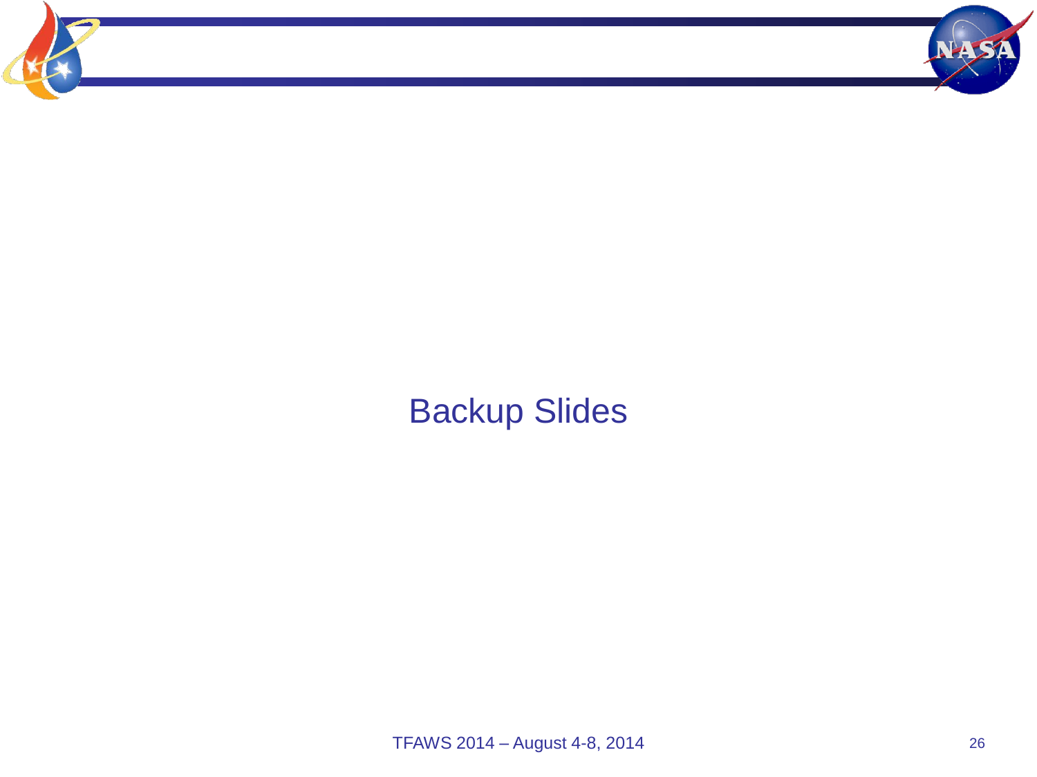# Backup Slides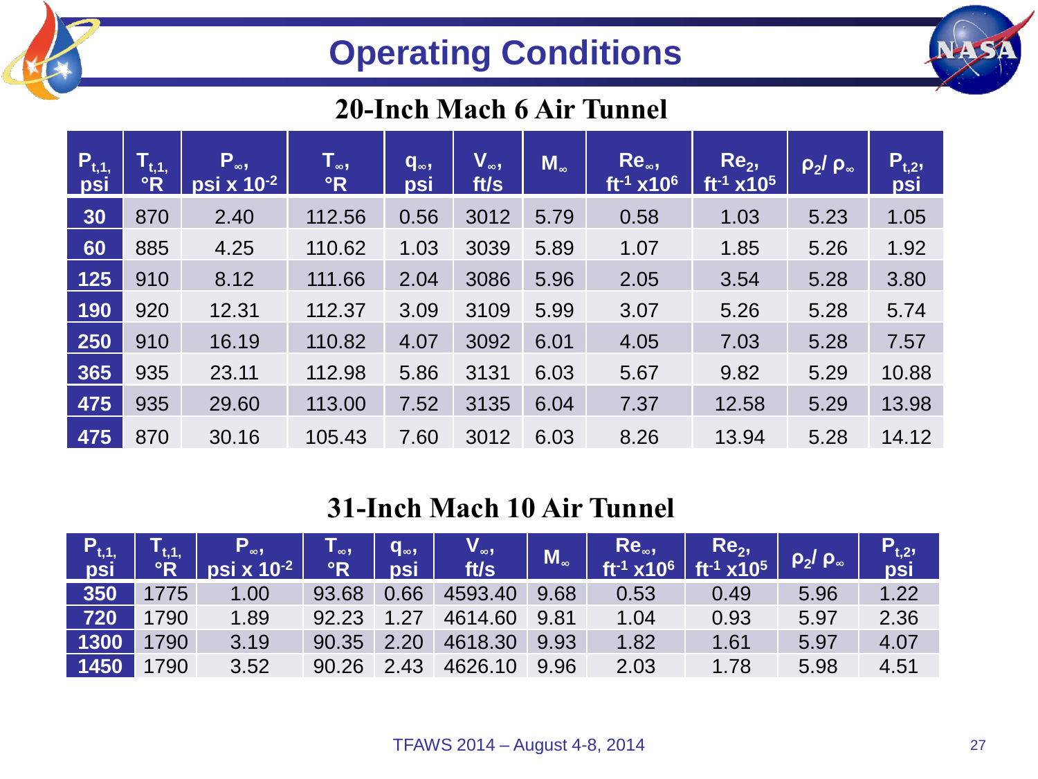# Operating Conditions

## 20-Inch Mach 6 Air Tunnel

| $P_{t,1}$, psi | $T_{t,1}$, °R | $P_\infty$, psi x $10^{-2}$ | $T_\infty$, °R | $q_\infty$, psi | $V_\infty$, ft/s | $M_\infty$ | $Re_\infty$, $ft^{-1}$ x$10^6$ | $Re_2$, $ft^{-1}$ x$10^5$ | $\rho_2/\rho_\infty$ | $P_{t,2}$, psi |
|---|---|---|---|---|---|---|---|---|---|---|
| 30 | 870 | 2.40 | 112.56 | 0.56 | 3012 | 5.79 | 0.58 | 1.03 | 5.23 | 1.05 |
| 60 | 885 | 4.25 | 110.62 | 1.03 | 3039 | 5.89 | 1.07 | 1.85 | 5.26 | 1.92 |
| 125 | 910 | 8.12 | 111.66 | 2.04 | 3086 | 5.96 | 2.05 | 3.54 | 5.28 | 3.80 |
| 190 | 920 | 12.31 | 112.37 | 3.09 | 3109 | 5.99 | 3.07 | 5.26 | 5.28 | 5.74 |
| 250 | 910 | 16.19 | 110.82 | 4.07 | 3092 | 6.01 | 4.05 | 7.03 | 5.28 | 7.57 |
| 365 | 935 | 23.11 | 112.98 | 5.86 | 3131 | 6.03 | 5.67 | 9.82 | 5.29 | 10.88 |
| 475 | 935 | 29.60 | 113.00 | 7.52 | 3135 | 6.04 | 7.37 | 12.58 | 5.29 | 13.98 |
| 475 | 870 | 30.16 | 105.43 | 7.60 | 3012 | 6.03 | 8.26 | 13.94 | 5.28 | 14.12 |

## 31-Inch Mach 10 Air Tunnel

| $P_{t,1}$, psi | $T_{t,1}$, °R | $P_\infty$, psi x $10^{-2}$ | $T_\infty$, °R | $q_\infty$, psi | $V_\infty$, ft/s | $M_\infty$ | $Re_\infty$, $ft^{-1}$ x$10^6$ | $Re_2$, $ft^{-1}$ x$10^5$ | $\rho_2/\rho_\infty$ | $P_{t,2}$, psi |
|---|---|---|---|---|---|---|---|---|---|---|
| 350 | 1775 | 1.00 | 93.68 | 0.66 | 4593.40 | 9.68 | 0.53 | 0.49 | 5.96 | 1.22 |
| 720 | 1790 | 1.89 | 92.23 | 1.27 | 4614.60 | 9.81 | 1.04 | 0.93 | 5.97 | 2.36 |
| 1300 | 1790 | 3.19 | 90.35 | 2.20 | 4618.30 | 9.93 | 1.82 | 1.61 | 5.97 | 4.07 |
| 1450 | 1790 | 3.52 | 90.26 | 2.43 | 4626.10 | 9.96 | 2.03 | 1.78 | 5.98 | 4.51 |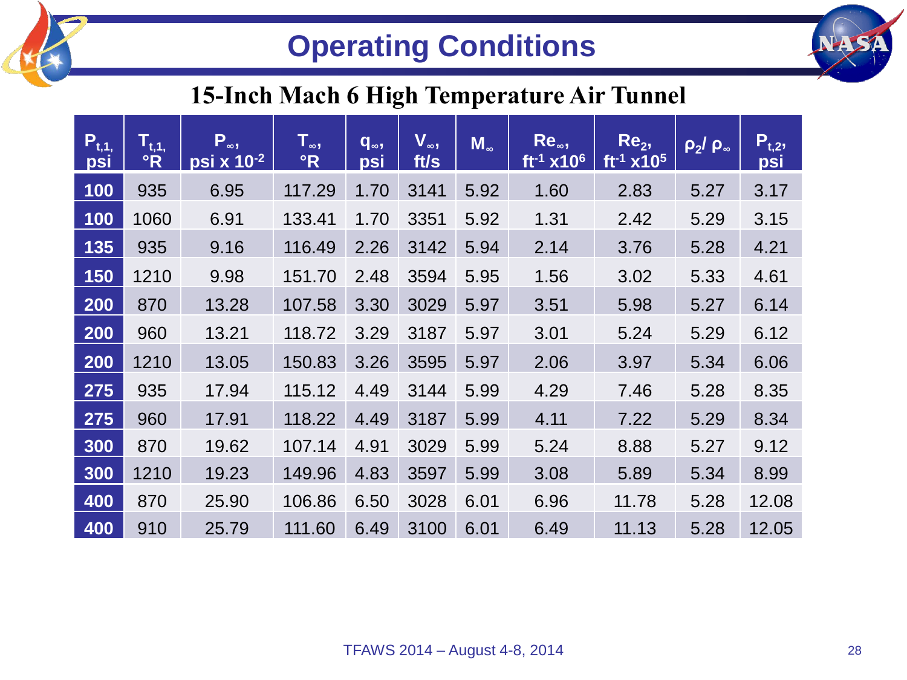# Operating Conditions

## 15-Inch Mach 6 High Temperature Air Tunnel

| $P_{t,1}$, psi | $T_{t,1}$, °R | $P_\infty$, psi x $10^{-2}$ | $T_\infty$, °R | $q_\infty$, psi | $V_\infty$, ft/s | $M_\infty$ | $Re_\infty$, $ft^{-1}$ x$10^6$ | $Re_2$, $ft^{-1}$ x$10^5$ | $\rho_2 / \rho_\infty$ | $P_{t,2}$, psi |
|---|---|---|---|---|---|---|---|---|---|---|
| **100** | 935 | 6.95 | 117.29 | 1.70 | 3141 | 5.92 | 1.60 | 2.83 | 5.27 | 3.17 |
| **100** | 1060 | 6.91 | 133.41 | 1.70 | 3351 | 5.92 | 1.31 | 2.42 | 5.29 | 3.15 |
| **135** | 935 | 9.16 | 116.49 | 2.26 | 3142 | 5.94 | 2.14 | 3.76 | 5.28 | 4.21 |
| **150** | 1210 | 9.98 | 151.70 | 2.48 | 3594 | 5.95 | 1.56 | 3.02 | 5.33 | 4.61 |
| **200** | 870 | 13.28 | 107.58 | 3.30 | 3029 | 5.97 | 3.51 | 5.98 | 5.27 | 6.14 |
| **200** | 960 | 13.21 | 118.72 | 3.29 | 3187 | 5.97 | 3.01 | 5.24 | 5.29 | 6.12 |
| **200** | 1210 | 13.05 | 150.83 | 3.26 | 3595 | 5.97 | 2.06 | 3.97 | 5.34 | 6.06 |
| **275** | 935 | 17.94 | 115.12 | 4.49 | 3144 | 5.99 | 4.29 | 7.46 | 5.28 | 8.35 |
| **275** | 960 | 17.91 | 118.22 | 4.49 | 3187 | 5.99 | 4.11 | 7.22 | 5.29 | 8.34 |
| **300** | 870 | 19.62 | 107.14 | 4.91 | 3029 | 5.99 | 5.24 | 8.88 | 5.27 | 9.12 |
| **300** | 1210 | 19.23 | 149.96 | 4.83 | 3597 | 5.99 | 3.08 | 5.89 | 5.34 | 8.99 |
| **400** | 870 | 25.90 | 106.86 | 6.50 | 3028 | 6.01 | 6.96 | 11.78 | 5.28 | 12.08 |
| **400** | 910 | 25.79 | 111.60 | 6.49 | 3100 | 6.01 | 6.49 | 11.13 | 5.28 | 12.05 |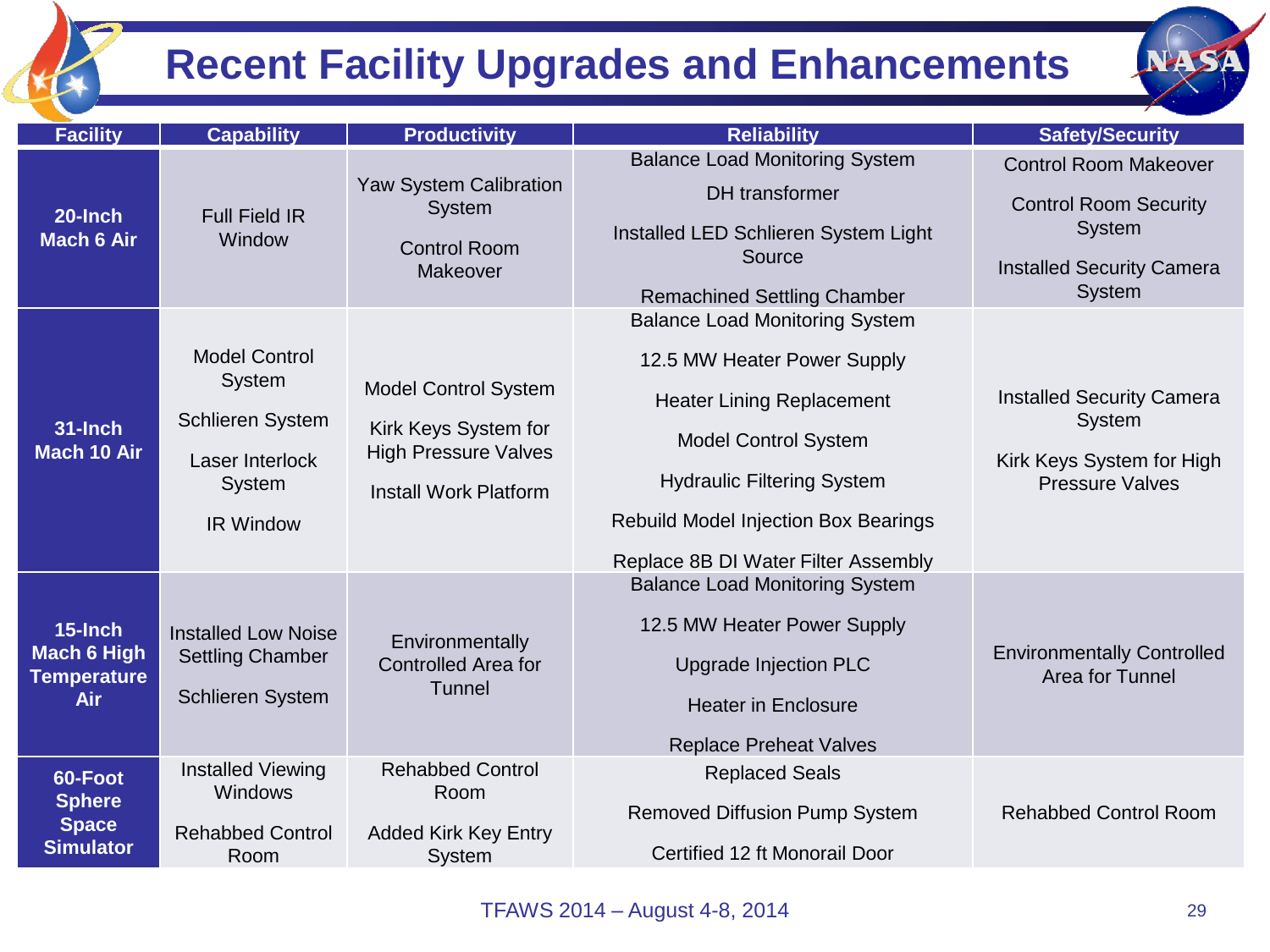# Recent Facility Upgrades and Enhancements

| Facility | Capability | Productivity | Reliability | Safety/Security |
|---|---|---|---|---|
| **20-Inch Mach 6 Air** | Full Field IR Window | Yaw System Calibration System<br><br>Control Room Makeover | Balance Load Monitoring System<br><br>DH transformer<br><br>Installed LED Schlieren System Light Source<br><br>Remachined Settling Chamber | Control Room Makeover<br><br>Control Room Security System<br><br>Installed Security Camera System |
| **31-Inch Mach 10 Air** | Model Control System<br><br>Schlieren System<br><br>Laser Interlock System<br><br>IR Window | Model Control System<br><br>Kirk Keys System for High Pressure Valves<br><br>Install Work Platform | Balance Load Monitoring System<br><br>12.5 MW Heater Power Supply<br><br>Heater Lining Replacement<br><br>Model Control System<br><br>Hydraulic Filtering System<br><br>Rebuild Model Injection Box Bearings<br><br>Replace 8B DI Water Filter Assembly | Installed Security Camera System<br><br>Kirk Keys System for High Pressure Valves |
| **15-Inch Mach 6 High Temperature Air** | Installed Low Noise Settling Chamber<br><br>Schlieren System | Environmentally Controlled Area for Tunnel | Balance Load Monitoring System<br><br>12.5 MW Heater Power Supply<br><br>Upgrade Injection PLC<br><br>Heater in Enclosure<br><br>Replace Preheat Valves | Environmentally Controlled Area for Tunnel |
| **60-Foot Sphere Space Simulator** | Installed Viewing Windows<br><br>Rehabbed Control Room | Rehabbed Control Room<br><br>Added Kirk Key Entry System | Replaced Seals<br><br>Removed Diffusion Pump System<br><br>Certified 12 ft Monorail Door | Rehabbed Control Room |